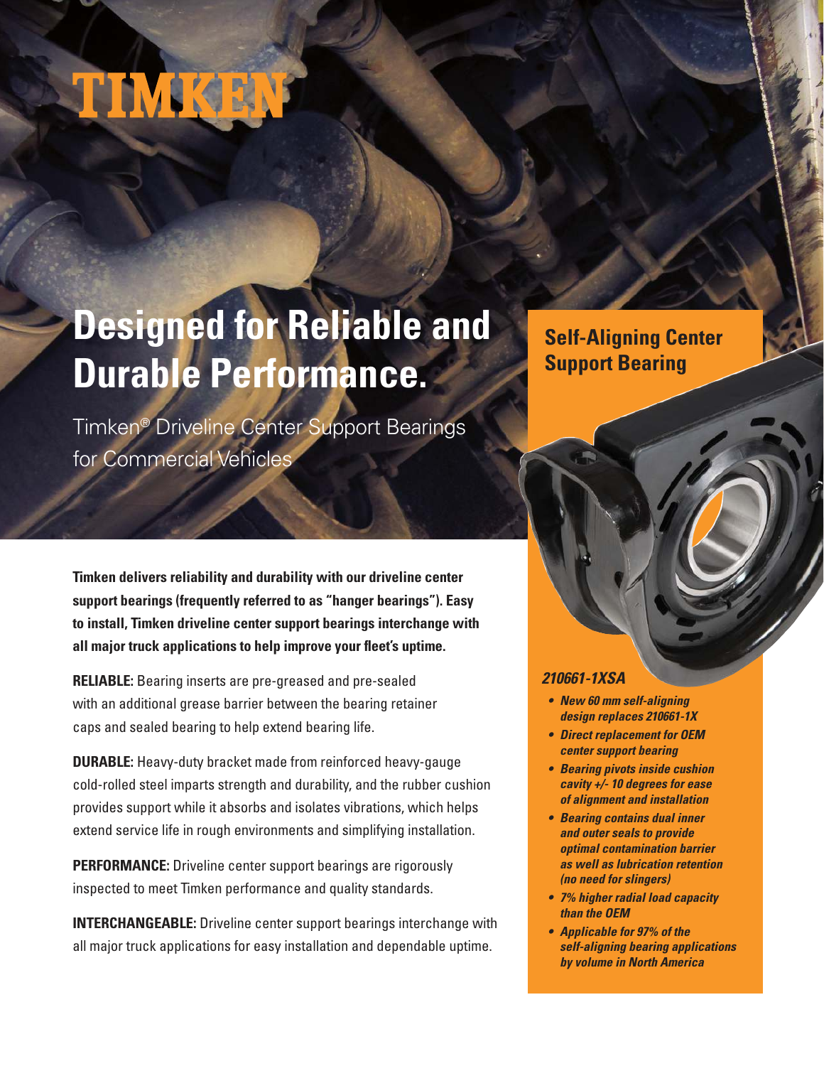TIMKEN

# Designed for Reliable and Durable Performance.

Timken® Driveline Center Support Bearings for Commercial Vehicles

**Timken delivers reliability and durability with our driveline center support bearings (frequently referred to as "hanger bearings"). Easy to install, Timken driveline center support bearings interchange with all major truck applications to help improve your fleet's uptime.**

**RELIABLE:** Bearing inserts are pre-greased and pre-sealed with an additional grease barrier between the bearing retainer caps and sealed bearing to help extend bearing life.

**DURABLE:** Heavy-duty bracket made from reinforced heavy-gauge cold-rolled steel imparts strength and durability, and the rubber cushion provides support while it absorbs and isolates vibrations, which helps extend service life in rough environments and simplifying installation.

**PERFORMANCE:** Driveline center support bearings are rigorously inspected to meet Timken performance and quality standards.

**INTERCHANGEABLE:** Driveline center support bearings interchange with all major truck applications for easy installation and dependable uptime.

## Self-Aligning Center Support Bearing

***210661-1XSA***

- ***New 60 mm self-aligning design replaces 210661-1X***
- ***Direct replacement for OEM center support bearing***
- ***Bearing pivots inside cushion cavity +/- 10 degrees for ease of alignment and installation***
- ***Bearing contains dual inner and outer seals to provide optimal contamination barrier as well as lubrication retention (no need for slingers)***
- ***7% higher radial load capacity than the OEM***
- ***Applicable for 97% of the self-aligning bearing applications by volume in North America***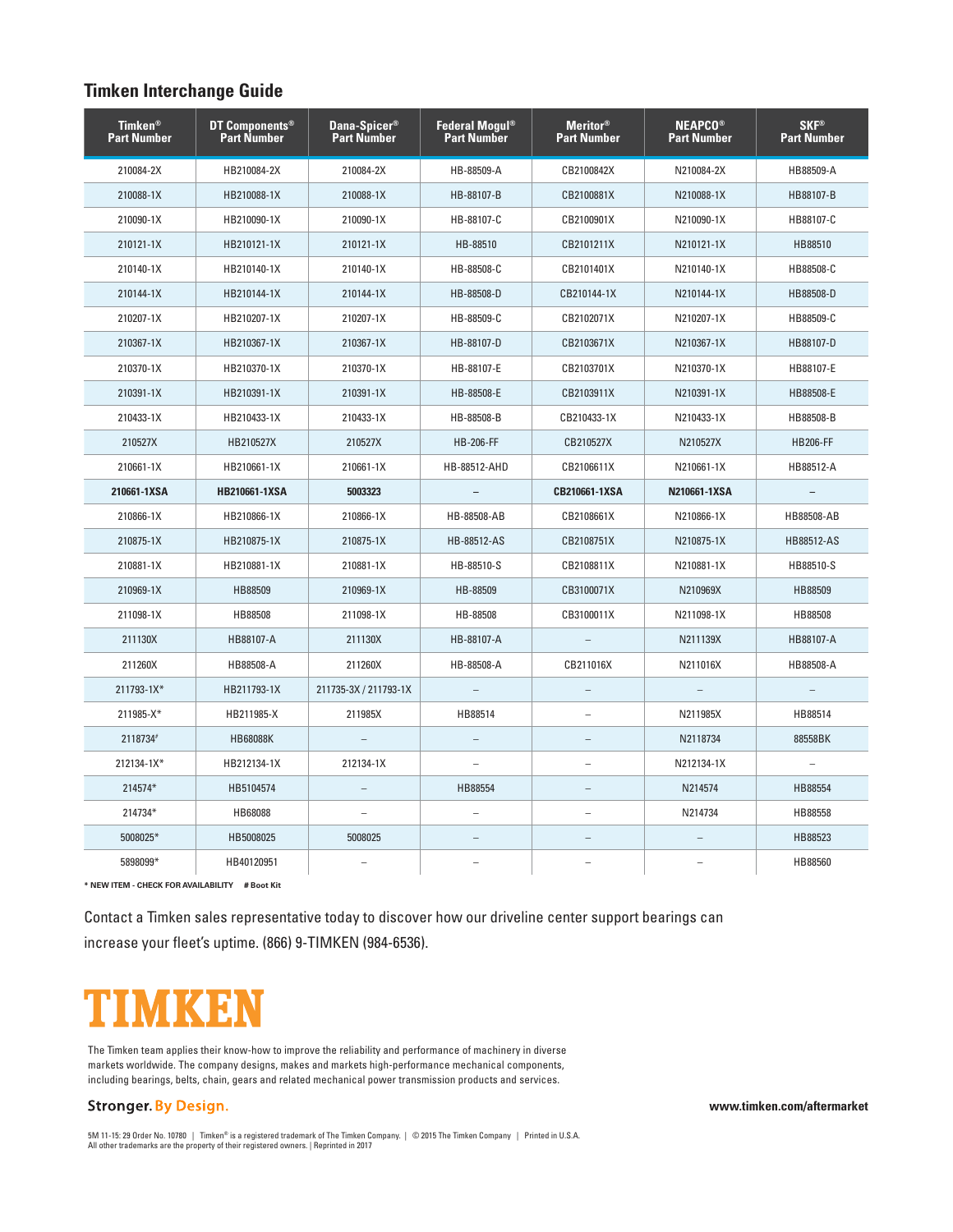## Timken Interchange Guide

| Timken® Part Number | DT Components® Part Number | Dana-Spicer® Part Number | Federal Mogul® Part Number | Meritor® Part Number | NEAPCO® Part Number | SKF® Part Number |
|---|---|---|---|---|---|---|
| 210084-2X | HB210084-2X | 210084-2X | HB-88509-A | CB2100842X | N210084-2X | HB88509-A |
| 210088-1X | HB210088-1X | 210088-1X | HB-88107-B | CB2100881X | N210088-1X | HB88107-B |
| 210090-1X | HB210090-1X | 210090-1X | HB-88107-C | CB2100901X | N210090-1X | HB88107-C |
| 210121-1X | HB210121-1X | 210121-1X | HB-88510 | CB2101211X | N210121-1X | HB88510 |
| 210140-1X | HB210140-1X | 210140-1X | HB-88508-C | CB2101401X | N210140-1X | HB88508-C |
| 210144-1X | HB210144-1X | 210144-1X | HB-88508-D | CB210144-1X | N210144-1X | HB88508-D |
| 210207-1X | HB210207-1X | 210207-1X | HB-88509-C | CB2102071X | N210207-1X | HB88509-C |
| 210367-1X | HB210367-1X | 210367-1X | HB-88107-D | CB2103671X | N210367-1X | HB88107-D |
| 210370-1X | HB210370-1X | 210370-1X | HB-88107-E | CB2103701X | N210370-1X | HB88107-E |
| 210391-1X | HB210391-1X | 210391-1X | HB-88508-E | CB2103911X | N210391-1X | HB88508-E |
| 210433-1X | HB210433-1X | 210433-1X | HB-88508-B | CB210433-1X | N210433-1X | HB88508-B |
| 210527X | HB210527X | 210527X | HB-206-FF | CB210527X | N210527X | HB206-FF |
| 210661-1X | HB210661-1X | 210661-1X | HB-88512-AHD | CB2106611X | N210661-1X | HB88512-A |
| **210661-1XSA** | **HB210661-1XSA** | **5003323** | – | **CB210661-1XSA** | **N210661-1XSA** | – |
| 210866-1X | HB210866-1X | 210866-1X | HB-88508-AB | CB2108661X | N210866-1X | HB88508-AB |
| 210875-1X | HB210875-1X | 210875-1X | HB-88512-AS | CB2108751X | N210875-1X | HB88512-AS |
| 210881-1X | HB210881-1X | 210881-1X | HB-88510-S | CB2108811X | N210881-1X | HB88510-S |
| 210969-1X | HB88509 | 210969-1X | HB-88509 | CB3100071X | N210969X | HB88509 |
| 211098-1X | HB88508 | 211098-1X | HB-88508 | CB3100011X | N211098-1X | HB88508 |
| 211130X | HB88107-A | 211130X | HB-88107-A | – | N211139X | HB88107-A |
| 211260X | HB88508-A | 211260X | HB-88508-A | CB211016X | N211016X | HB88508-A |
| 211793-1X* | HB211793-1X | 211735-3X / 211793-1X | – | – | – | – |
| 211985-X* | HB211985-X | 211985X | HB88514 | – | N211985X | HB88514 |
| 2118734# | HB68088K | – | – | – | N2118734 | 88558BK |
| 212134-1X* | HB212134-1X | 212134-1X | – | – | N212134-1X | – |
| 214574* | HB5104574 | – | HB88554 | – | N214574 | HB88554 |
| 214734* | HB68088 | – | – | – | N214734 | HB88558 |
| 5008025* | HB5008025 | 5008025 | – | – | – | HB88523 |
| 5898099* | HB40120951 | – | – | – | – | HB88560 |

**\* NEW ITEM - CHECK FOR AVAILABILITY    # Boot Kit**

Contact a Timken sales representative today to discover how our driveline center support bearings can increase your fleet's uptime. (866) 9-TIMKEN (984-6536).

**TIMKEN**

The Timken team applies their know-how to improve the reliability and performance of machinery in diverse markets worldwide. The company designs, makes and markets high-performance mechanical components, including bearings, belts, chain, gears and related mechanical power transmission products and services.

**Stronger. By Design.**

**www.timken.com/aftermarket**

5M 11-15: 29 Order No. 10780 | Timken® is a registered trademark of The Timken Company. | © 2015 The Timken Company | Printed in U.S.A.
All other trademarks are the property of their registered owners. | Reprinted in 2017